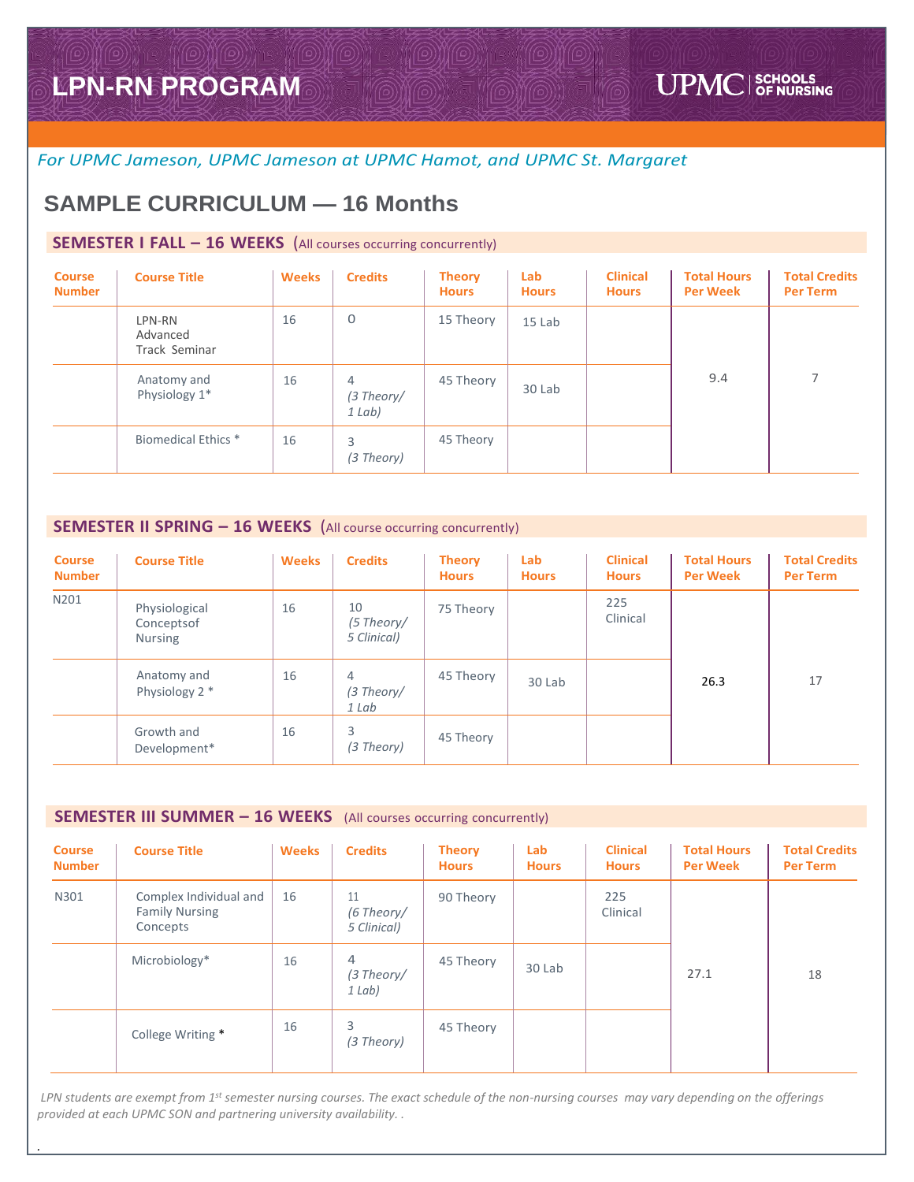# LPN-RN PROGRAM

UPMC SCHOOLS OF NURSING

*For UPMC Jameson, UPMC Jameson at UPMC Hamot, and UPMC St. Margaret*

## SAMPLE CURRICULUM — 16 Months

### SEMESTER I FALL – 16 WEEKS (All courses occurring concurrently)

| Course Number | Course Title | Weeks | Credits | Theory Hours | Lab Hours | Clinical Hours | Total Hours Per Week | Total Credits Per Term |
|---|---|---|---|---|---|---|---|---|
| | LPN-RN Advanced Track Seminar | 16 | 0 | 15 Theory | 15 Lab | | 9.4 | 7 |
| | Anatomy and Physiology 1* | 16 | 4 *(3 Theory/ 1 Lab)* | 45 Theory | 30 Lab | | | |
| | Biomedical Ethics * | 16 | 3 *(3 Theory)* | 45 Theory | | | | |

### SEMESTER II SPRING – 16 WEEKS (All course occurring concurrently)

| Course Number | Course Title | Weeks | Credits | Theory Hours | Lab Hours | Clinical Hours | Total Hours Per Week | Total Credits Per Term |
|---|---|---|---|---|---|---|---|---|
| N201 | Physiological Conceptsof Nursing | 16 | 10 *(5 Theory/ 5 Clinical)* | 75 Theory | | 225 Clinical | 26.3 | 17 |
| | Anatomy and Physiology 2 * | 16 | 4 *(3 Theory/ 1 Lab* | 45 Theory | 30 Lab | | | |
| | Growth and Development* | 16 | 3 *(3 Theory)* | 45 Theory | | | | |

### SEMESTER III SUMMER – 16 WEEKS (All courses occurring concurrently)

| Course Number | Course Title | Weeks | Credits | Theory Hours | Lab Hours | Clinical Hours | Total Hours Per Week | Total Credits Per Term |
|---|---|---|---|---|---|---|---|---|
| N301 | Complex Individual and Family Nursing Concepts | 16 | 11 *(6 Theory/ 5 Clinical)* | 90 Theory | | 225 Clinical | 27.1 | 18 |
| | Microbiology* | 16 | 4 *(3 Theory/ 1 Lab)* | 45 Theory | 30 Lab | | | |
| | College Writing * | 16 | 3 *(3 Theory)* | 45 Theory | | | | |

*LPN students are exempt from 1st semester nursing courses. The exact schedule of the non-nursing courses may vary depending on the offerings provided at each UPMC SON and partnering university availability. .*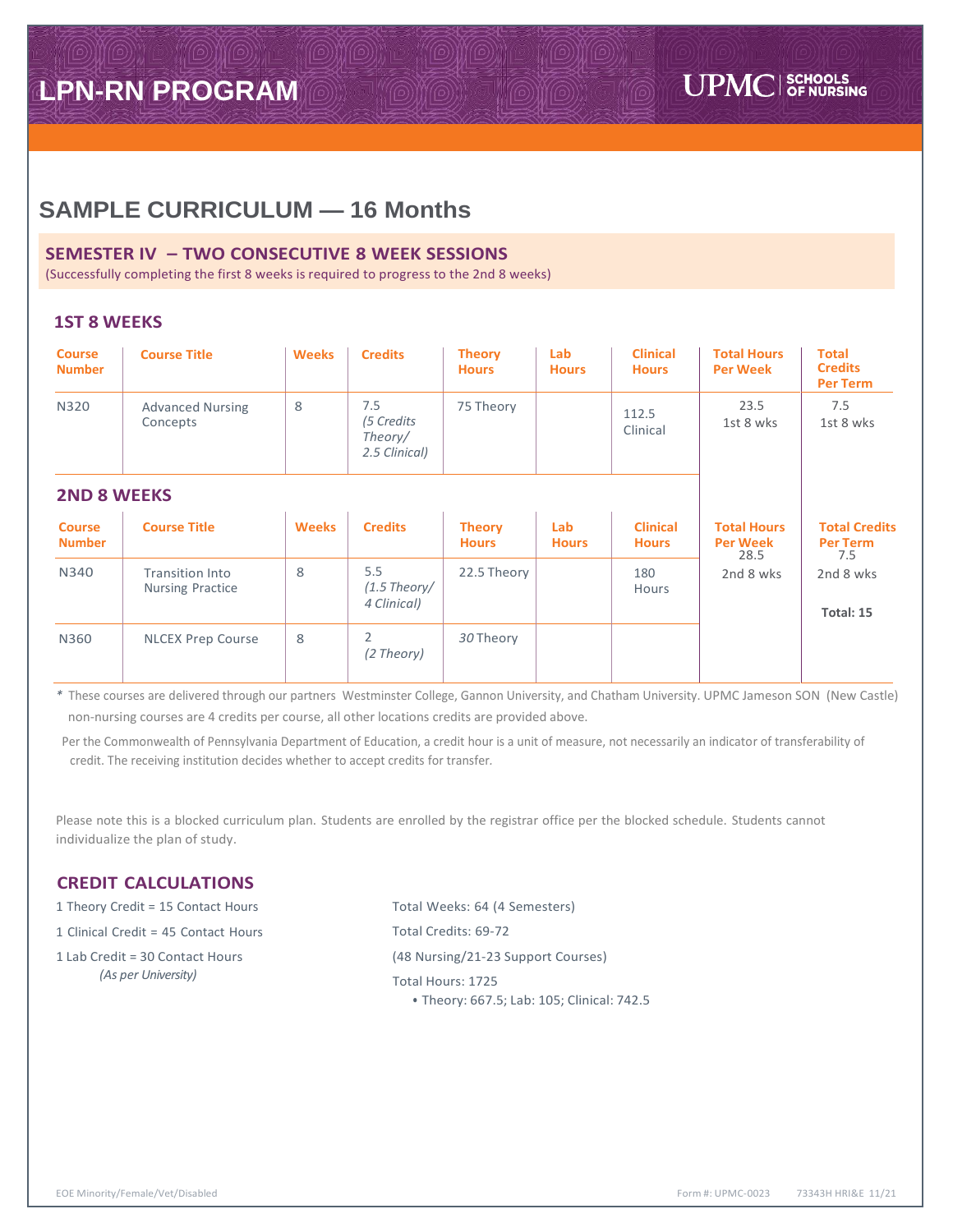# LPN-RN PROGRAM

## SAMPLE CURRICULUM — 16 Months

### SEMESTER IV – TWO CONSECUTIVE 8 WEEK SESSIONS

(Successfully completing the first 8 weeks is required to progress to the 2nd 8 weeks)

#### 1ST 8 WEEKS

| Course Number | Course Title | Weeks | Credits | Theory Hours | Lab Hours | Clinical Hours | Total Hours Per Week | Total Credits Per Term |
|---|---|---|---|---|---|---|---|---|
| N320 | Advanced Nursing Concepts | 8 | 7.5 *(5 Credits Theory/ 2.5 Clinical)* | 75 Theory | | 112.5 Clinical | 23.5 1st 8 wks | 7.5 1st 8 wks |

#### 2ND 8 WEEKS

| Course Number | Course Title | Weeks | Credits | Theory Hours | Lab Hours | Clinical Hours | Total Hours Per Week | Total Credits Per Term |
|---|---|---|---|---|---|---|---|---|
| N340 | Transition Into Nursing Practice | 8 | 5.5 *(1.5 Theory/ 4 Clinical)* | 22.5 Theory | | 180 Hours | 28.5 2nd 8 wks | 7.5 2nd 8 wks **Total: 15** |
| N360 | NLCEX Prep Course | 8 | 2 *(2 Theory)* | *30* Theory | | | | |

\* These courses are delivered through our partners Westminster College, Gannon University, and Chatham University. UPMC Jameson SON (New Castle) non-nursing courses are 4 credits per course, all other locations credits are provided above.

Per the Commonwealth of Pennsylvania Department of Education, a credit hour is a unit of measure, not necessarily an indicator of transferability of credit. The receiving institution decides whether to accept credits for transfer.

Please note this is a blocked curriculum plan. Students are enrolled by the registrar office per the blocked schedule. Students cannot individualize the plan of study.

### CREDIT CALCULATIONS

1 Theory Credit = 15 Contact Hours

1 Clinical Credit = 45 Contact Hours

1 Lab Credit = 30 Contact Hours
*(As per University)*

Total Weeks: 64 (4 Semesters)

Total Credits: 69-72

(48 Nursing/21-23 Support Courses)

Total Hours: 1725

- Theory: 667.5; Lab: 105; Clinical: 742.5

EOE Minority/Female/Vet/Disabled

Form #: UPMC-0023 73343H HRI&E 11/21